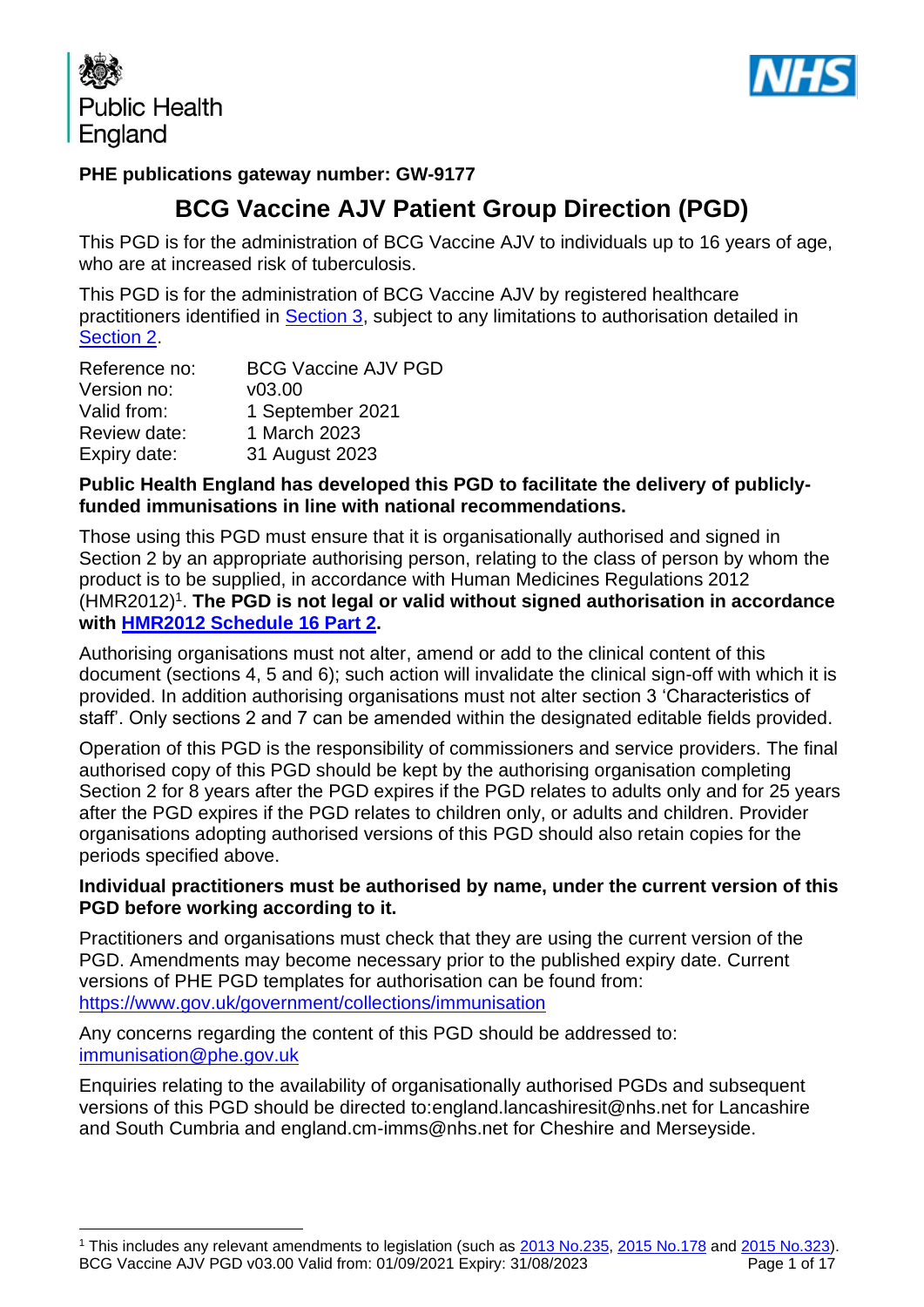Public Health England

NHS

**PHE publications gateway number: GW-9177**

# BCG Vaccine AJV Patient Group Direction (PGD)

This PGD is for the administration of BCG Vaccine AJV to individuals up to 16 years of age, who are at increased risk of tuberculosis.

This PGD is for the administration of BCG Vaccine AJV by registered healthcare practitioners identified in Section 3, subject to any limitations to authorisation detailed in Section 2.

| | |
|---|---|
| Reference no: | BCG Vaccine AJV PGD |
| Version no: | v03.00 |
| Valid from: | 1 September 2021 |
| Review date: | 1 March 2023 |
| Expiry date: | 31 August 2023 |

**Public Health England has developed this PGD to facilitate the delivery of publicly-funded immunisations in line with national recommendations.**

Those using this PGD must ensure that it is organisationally authorised and signed in Section 2 by an appropriate authorising person, relating to the class of person by whom the product is to be supplied, in accordance with Human Medicines Regulations 2012 (HMR2012)[1]. **The PGD is not legal or valid without signed authorisation in accordance with HMR2012 Schedule 16 Part 2.**

Authorising organisations must not alter, amend or add to the clinical content of this document (sections 4, 5 and 6); such action will invalidate the clinical sign-off with which it is provided. In addition authorising organisations must not alter section 3 'Characteristics of staff'. Only sections 2 and 7 can be amended within the designated editable fields provided.

Operation of this PGD is the responsibility of commissioners and service providers. The final authorised copy of this PGD should be kept by the authorising organisation completing Section 2 for 8 years after the PGD expires if the PGD relates to adults only and for 25 years after the PGD expires if the PGD relates to children only, or adults and children. Provider organisations adopting authorised versions of this PGD should also retain copies for the periods specified above.

**Individual practitioners must be authorised by name, under the current version of this PGD before working according to it.**

Practitioners and organisations must check that they are using the current version of the PGD. Amendments may become necessary prior to the published expiry date. Current versions of PHE PGD templates for authorisation can be found from: https://www.gov.uk/government/collections/immunisation

Any concerns regarding the content of this PGD should be addressed to: immunisation@phe.gov.uk

Enquiries relating to the availability of organisationally authorised PGDs and subsequent versions of this PGD should be directed to:england.lancashiresit@nhs.net for Lancashire and South Cumbria and england.cm-imms@nhs.net for Cheshire and Merseyside.

[1] This includes any relevant amendments to legislation (such as 2013 No.235, 2015 No.178 and 2015 No.323).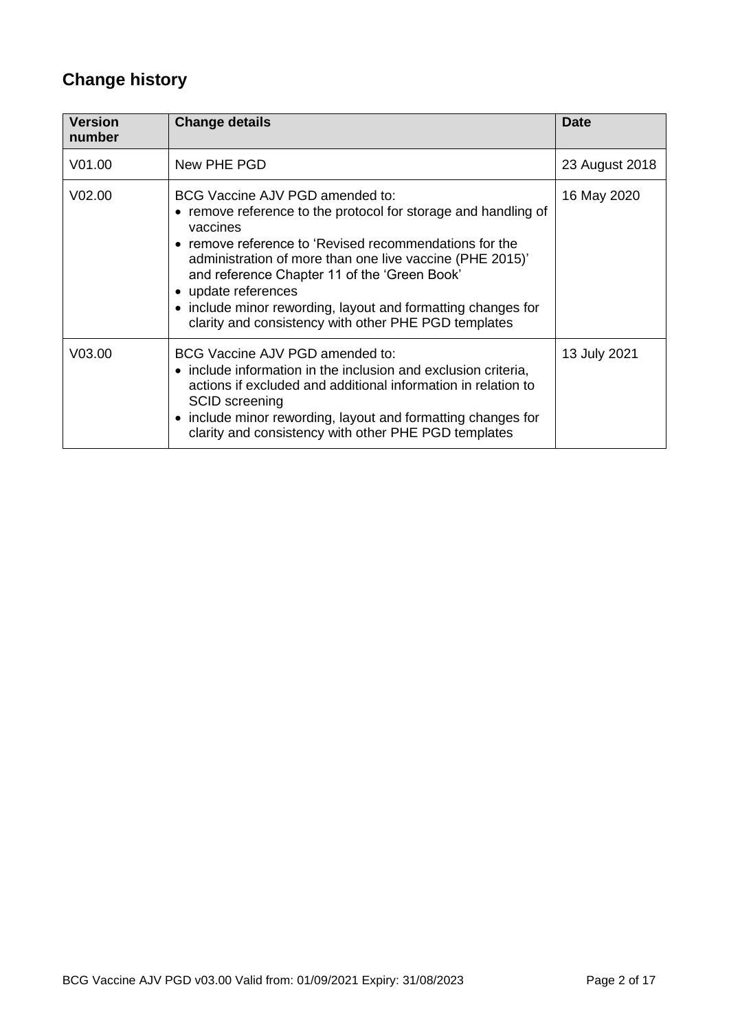## Change history

| Version number | Change details | Date |
|---|---|---|
| V01.00 | New PHE PGD | 23 August 2018 |
| V02.00 | BCG Vaccine AJV PGD amended to:<br>• remove reference to the protocol for storage and handling of vaccines<br>• remove reference to 'Revised recommendations for the administration of more than one live vaccine (PHE 2015)' and reference Chapter 11 of the 'Green Book'<br>• update references<br>• include minor rewording, layout and formatting changes for clarity and consistency with other PHE PGD templates | 16 May 2020 |
| V03.00 | BCG Vaccine AJV PGD amended to:<br>• include information in the inclusion and exclusion criteria, actions if excluded and additional information in relation to SCID screening<br>• include minor rewording, layout and formatting changes for clarity and consistency with other PHE PGD templates | 13 July 2021 |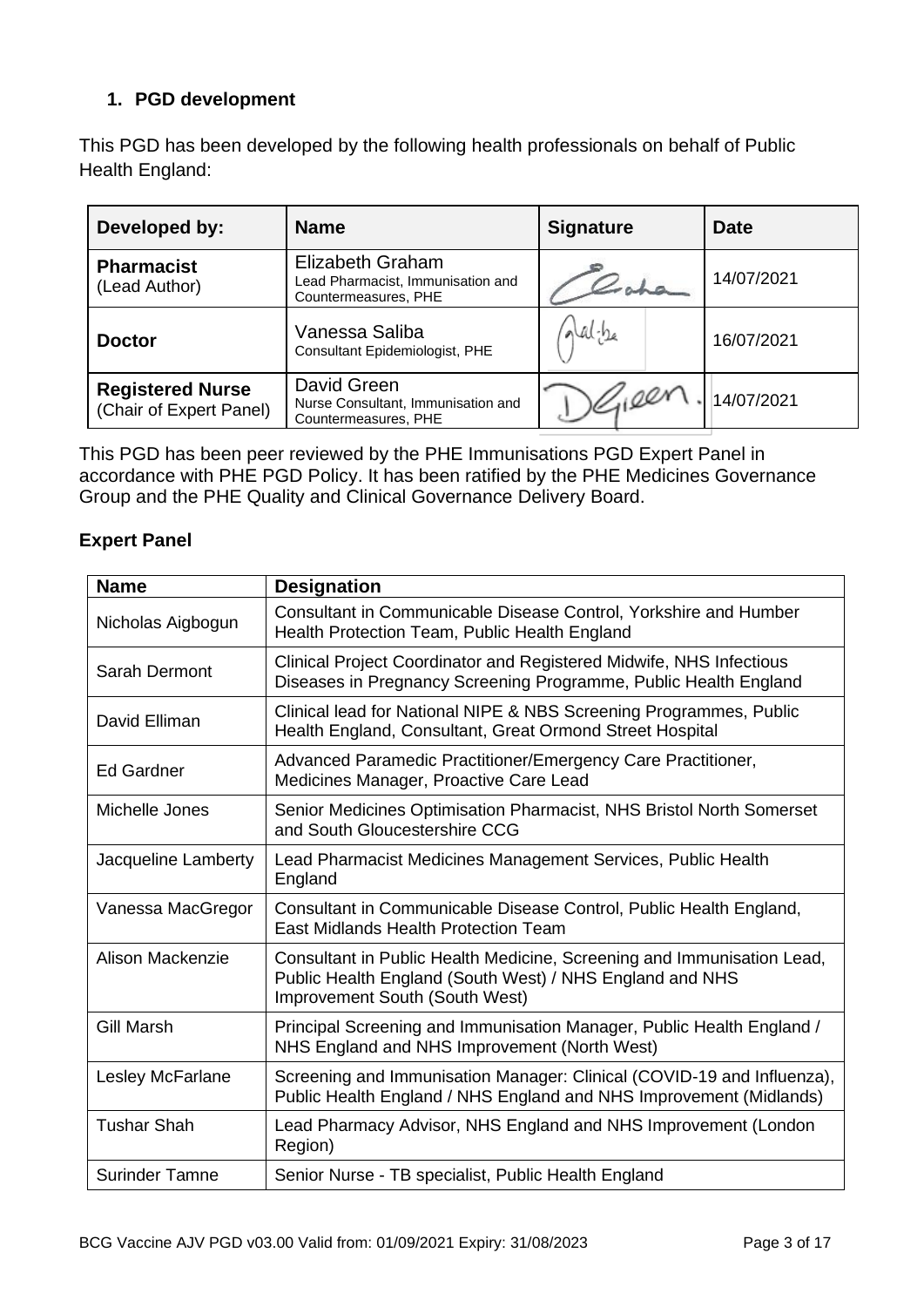## 1. PGD development

This PGD has been developed by the following health professionals on behalf of Public Health England:

| Developed by: | Name | Signature | Date |
|---|---|---|---|
| **Pharmacist** (Lead Author) | Elizabeth Graham<br>Lead Pharmacist, Immunisation and Countermeasures, PHE | | 14/07/2021 |
| **Doctor** | Vanessa Saliba<br>Consultant Epidemiologist, PHE | | 16/07/2021 |
| **Registered Nurse** (Chair of Expert Panel) | David Green<br>Nurse Consultant, Immunisation and Countermeasures, PHE | | 14/07/2021 |

This PGD has been peer reviewed by the PHE Immunisations PGD Expert Panel in accordance with PHE PGD Policy. It has been ratified by the PHE Medicines Governance Group and the PHE Quality and Clinical Governance Delivery Board.

**Expert Panel**

| Name | Designation |
|---|---|
| Nicholas Aigbogun | Consultant in Communicable Disease Control, Yorkshire and Humber Health Protection Team, Public Health England |
| Sarah Dermont | Clinical Project Coordinator and Registered Midwife, NHS Infectious Diseases in Pregnancy Screening Programme, Public Health England |
| David Elliman | Clinical lead for National NIPE & NBS Screening Programmes, Public Health England, Consultant, Great Ormond Street Hospital |
| Ed Gardner | Advanced Paramedic Practitioner/Emergency Care Practitioner, Medicines Manager, Proactive Care Lead |
| Michelle Jones | Senior Medicines Optimisation Pharmacist, NHS Bristol North Somerset and South Gloucestershire CCG |
| Jacqueline Lamberty | Lead Pharmacist Medicines Management Services, Public Health England |
| Vanessa MacGregor | Consultant in Communicable Disease Control, Public Health England, East Midlands Health Protection Team |
| Alison Mackenzie | Consultant in Public Health Medicine, Screening and Immunisation Lead, Public Health England (South West) / NHS England and NHS Improvement South (South West) |
| Gill Marsh | Principal Screening and Immunisation Manager, Public Health England / NHS England and NHS Improvement (North West) |
| Lesley McFarlane | Screening and Immunisation Manager: Clinical (COVID-19 and Influenza), Public Health England / NHS England and NHS Improvement (Midlands) |
| Tushar Shah | Lead Pharmacy Advisor, NHS England and NHS Improvement (London Region) |
| Surinder Tamne | Senior Nurse - TB specialist, Public Health England |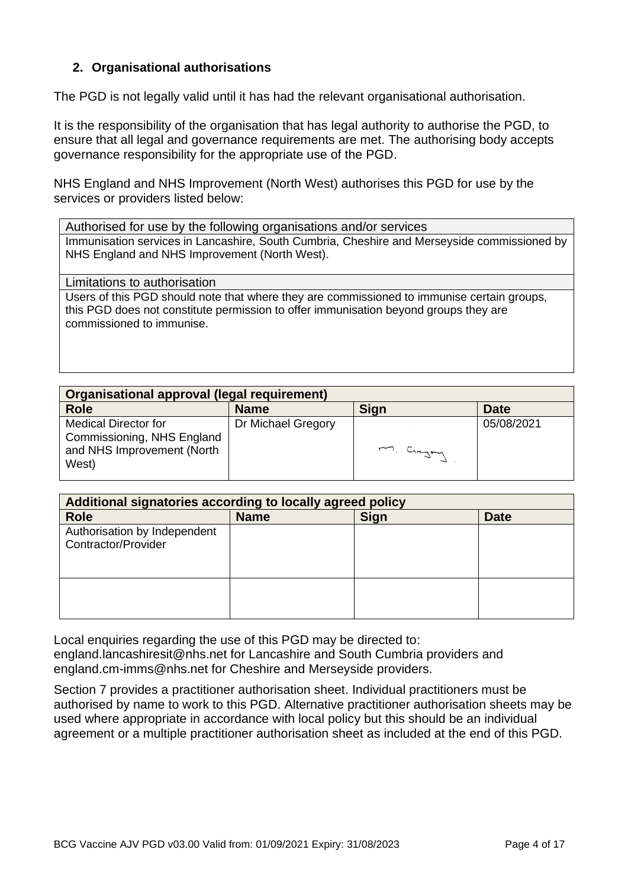## 2. Organisational authorisations

The PGD is not legally valid until it has had the relevant organisational authorisation.

It is the responsibility of the organisation that has legal authority to authorise the PGD, to ensure that all legal and governance requirements are met. The authorising body accepts governance responsibility for the appropriate use of the PGD.

NHS England and NHS Improvement (North West) authorises this PGD for use by the services or providers listed below:

| Authorised for use by the following organisations and/or services |
| --- |
| Immunisation services in Lancashire, South Cumbria, Cheshire and Merseyside commissioned by NHS England and NHS Improvement (North West). |
| **Limitations to authorisation** |
| Users of this PGD should note that where they are commissioned to immunise certain groups, this PGD does not constitute permission to offer immunisation beyond groups they are commissioned to immunise. |

| **Organisational approval (legal requirement)** | | | |
| --- | --- | --- | --- |
| **Role** | **Name** | **Sign** | **Date** |
| Medical Director for Commissioning, NHS England and NHS Improvement (North West) | Dr Michael Gregory | M. Gregory | 05/08/2021 |

| **Additional signatories according to locally agreed policy** | | | |
| --- | --- | --- | --- |
| **Role** | **Name** | **Sign** | **Date** |
| Authorisation by Independent Contractor/Provider | | | |
| | | | |

Local enquiries regarding the use of this PGD may be directed to: england.lancashiresit@nhs.net for Lancashire and South Cumbria providers and england.cm-imms@nhs.net for Cheshire and Merseyside providers.

Section 7 provides a practitioner authorisation sheet. Individual practitioners must be authorised by name to work to this PGD. Alternative practitioner authorisation sheets may be used where appropriate in accordance with local policy but this should be an individual agreement or a multiple practitioner authorisation sheet as included at the end of this PGD.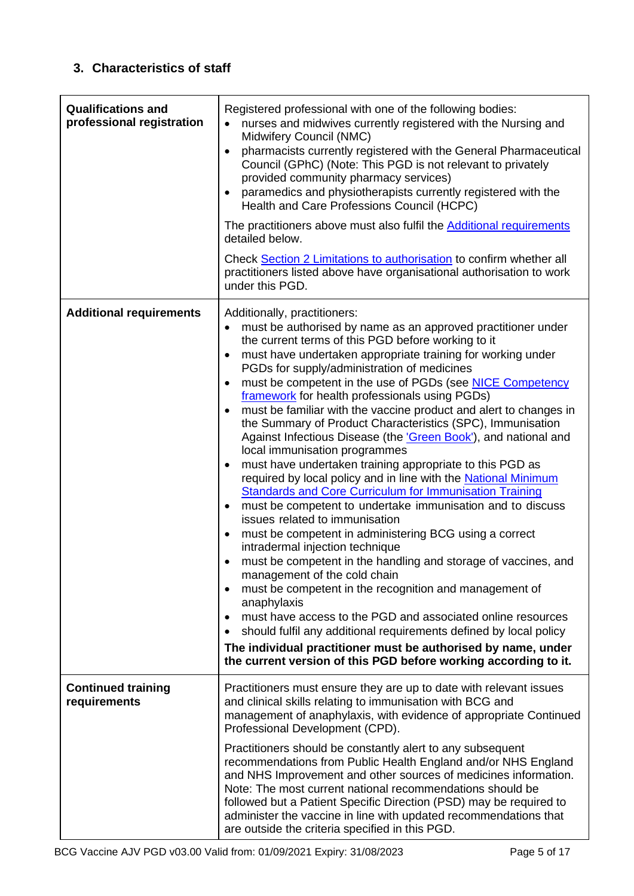## 3. Characteristics of staff

| | |
|---|---|
| **Qualifications and professional registration** | Registered professional with one of the following bodies:<br>• nurses and midwives currently registered with the Nursing and Midwifery Council (NMC)<br>• pharmacists currently registered with the General Pharmaceutical Council (GPhC) (Note: This PGD is not relevant to privately provided community pharmacy services)<br>• paramedics and physiotherapists currently registered with the Health and Care Professions Council (HCPC)<br><br>The practitioners above must also fulfil the Additional requirements detailed below.<br><br>Check Section 2 Limitations to authorisation to confirm whether all practitioners listed above have organisational authorisation to work under this PGD. |
| **Additional requirements** | Additionally, practitioners:<br>• must be authorised by name as an approved practitioner under the current terms of this PGD before working to it<br>• must have undertaken appropriate training for working under PGDs for supply/administration of medicines<br>• must be competent in the use of PGDs (see NICE Competency framework for health professionals using PGDs)<br>• must be familiar with the vaccine product and alert to changes in the Summary of Product Characteristics (SPC), Immunisation Against Infectious Disease (the 'Green Book'), and national and local immunisation programmes<br>• must have undertaken training appropriate to this PGD as required by local policy and in line with the National Minimum Standards and Core Curriculum for Immunisation Training<br>• must be competent to undertake immunisation and to discuss issues related to immunisation<br>• must be competent in administering BCG using a correct intradermal injection technique<br>• must be competent in the handling and storage of vaccines, and management of the cold chain<br>• must be competent in the recognition and management of anaphylaxis<br>• must have access to the PGD and associated online resources<br>• should fulfil any additional requirements defined by local policy<br>**The individual practitioner must be authorised by name, under the current version of this PGD before working according to it.** |
| **Continued training requirements** | Practitioners must ensure they are up to date with relevant issues and clinical skills relating to immunisation with BCG and management of anaphylaxis, with evidence of appropriate Continued Professional Development (CPD).<br><br>Practitioners should be constantly alert to any subsequent recommendations from Public Health England and/or NHS England and NHS Improvement and other sources of medicines information. Note: The most current national recommendations should be followed but a Patient Specific Direction (PSD) may be required to administer the vaccine in line with updated recommendations that are outside the criteria specified in this PGD. |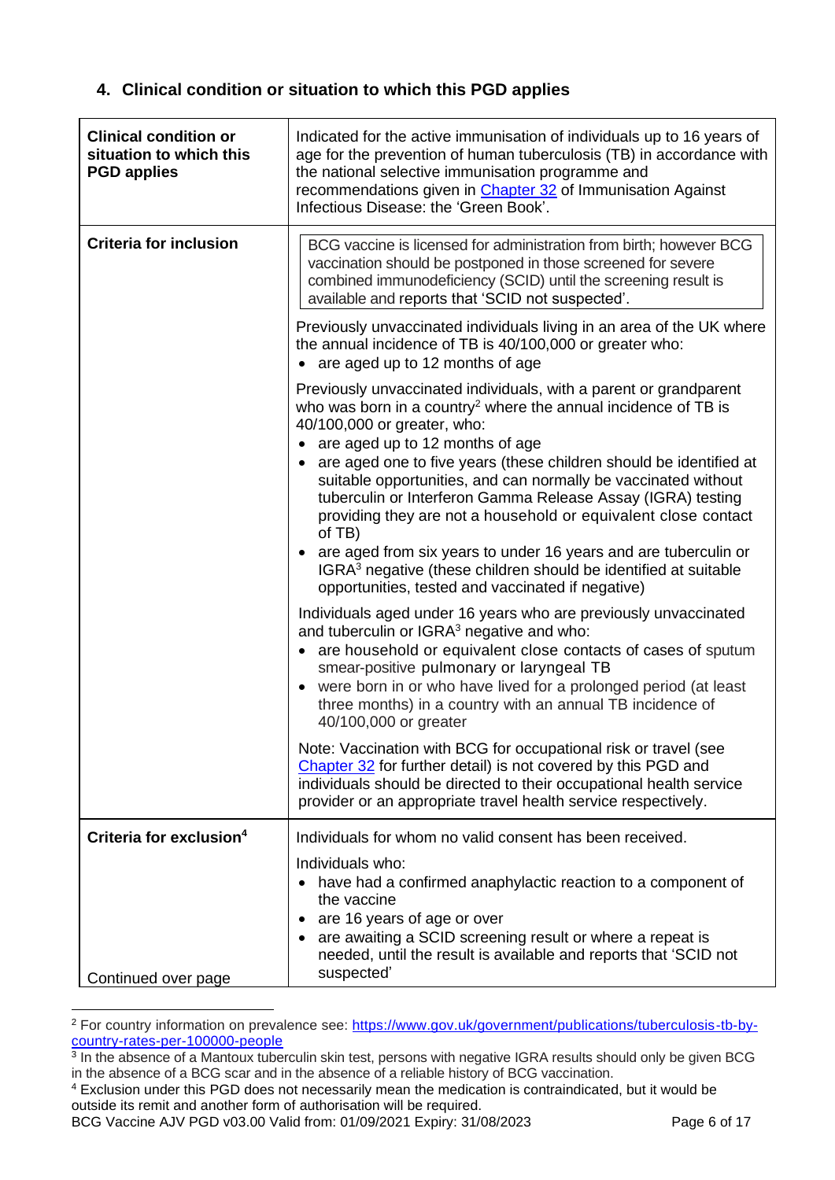## 4. Clinical condition or situation to which this PGD applies

| | |
|---|---|
| **Clinical condition or situation to which this PGD applies** | Indicated for the active immunisation of individuals up to 16 years of age for the prevention of human tuberculosis (TB) in accordance with the national selective immunisation programme and recommendations given in [Chapter 32](#) of Immunisation Against Infectious Disease: the 'Green Book'. |
| **Criteria for inclusion** | BCG vaccine is licensed for administration from birth; however BCG vaccination should be postponed in those screened for severe combined immunodeficiency (SCID) until the screening result is available and reports that 'SCID not suspected'.<br><br>Previously unvaccinated individuals living in an area of the UK where the annual incidence of TB is 40/100,000 or greater who:<br>• are aged up to 12 months of age<br><br>Previously unvaccinated individuals, with a parent or grandparent who was born in a country[2] where the annual incidence of TB is 40/100,000 or greater, who:<br>• are aged up to 12 months of age<br>• are aged one to five years (these children should be identified at suitable opportunities, and can normally be vaccinated without tuberculin or Interferon Gamma Release Assay (IGRA) testing providing they are not a household or equivalent close contact of TB)<br>• are aged from six years to under 16 years and are tuberculin or IGRA[3] negative (these children should be identified at suitable opportunities, tested and vaccinated if negative)<br><br>Individuals aged under 16 years who are previously unvaccinated and tuberculin or IGRA[3] negative and who:<br>• are household or equivalent close contacts of cases of sputum smear-positive pulmonary or laryngeal TB<br>• were born in or who have lived for a prolonged period (at least three months) in a country with an annual TB incidence of 40/100,000 or greater<br><br>Note: Vaccination with BCG for occupational risk or travel (see [Chapter 32](#) for further detail) is not covered by this PGD and individuals should be directed to their occupational health service provider or an appropriate travel health service respectively. |
| **Criteria for exclusion[4]**<br><br>Continued over page | Individuals for whom no valid consent has been received.<br><br>Individuals who:<br>• have had a confirmed anaphylactic reaction to a component of the vaccine<br>• are 16 years of age or over<br>• are awaiting a SCID screening result or where a repeat is needed, until the result is available and reports that 'SCID not suspected' |

[2] For country information on prevalence see: https://www.gov.uk/government/publications/tuberculosis-tb-by-country-rates-per-100000-people

[3] In the absence of a Mantoux tuberculin skin test, persons with negative IGRA results should only be given BCG in the absence of a BCG scar and in the absence of a reliable history of BCG vaccination.

[4] Exclusion under this PGD does not necessarily mean the medication is contraindicated, but it would be outside its remit and another form of authorisation will be required.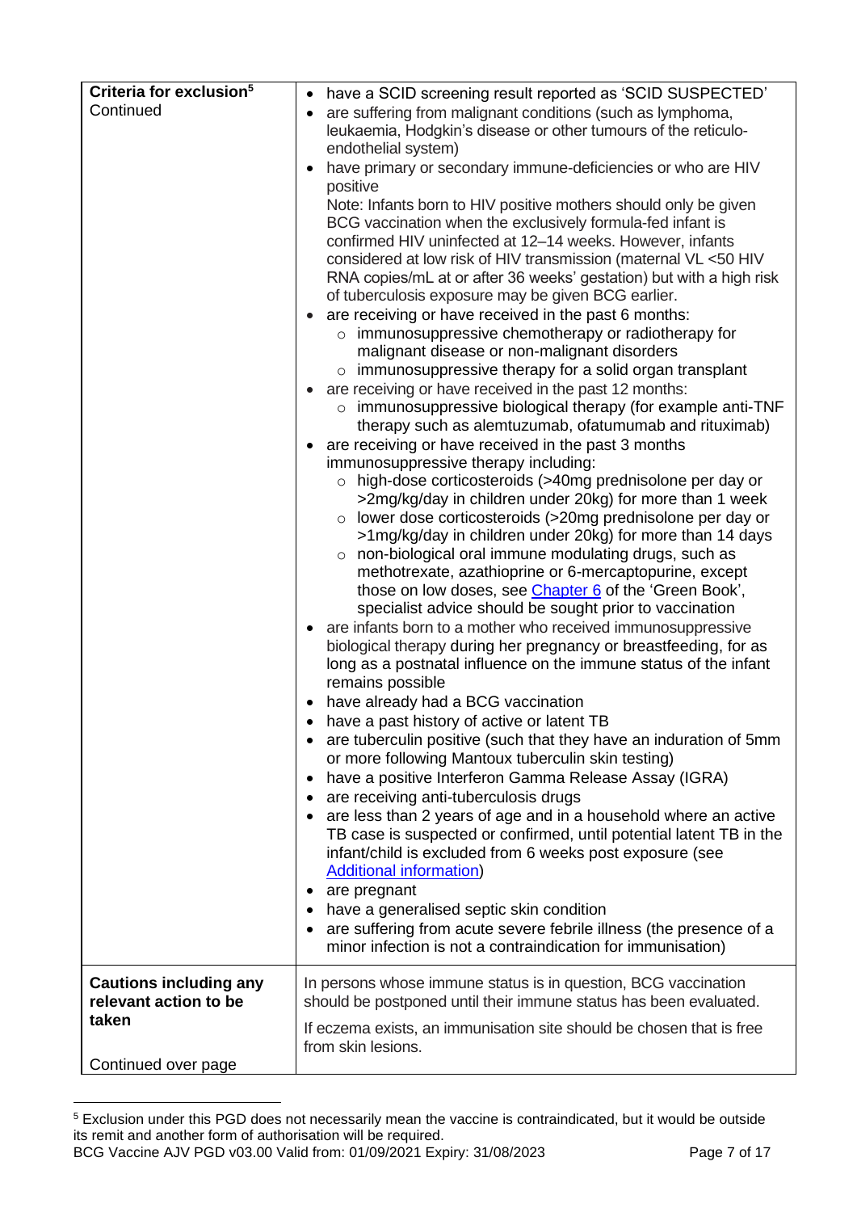| | |
|---|---|
| **Criteria for exclusion**[5] Continued | • have a SCID screening result reported as 'SCID SUSPECTED'<br>• are suffering from malignant conditions (such as lymphoma, leukaemia, Hodgkin's disease or other tumours of the reticulo-endothelial system)<br>• have primary or secondary immune-deficiencies or who are HIV positive<br>Note: Infants born to HIV positive mothers should only be given BCG vaccination when the exclusively formula-fed infant is confirmed HIV uninfected at 12–14 weeks. However, infants considered at low risk of HIV transmission (maternal VL <50 HIV RNA copies/mL at or after 36 weeks' gestation) but with a high risk of tuberculosis exposure may be given BCG earlier.<br>• are receiving or have received in the past 6 months:<br>  ○ immunosuppressive chemotherapy or radiotherapy for malignant disease or non-malignant disorders<br>  ○ immunosuppressive therapy for a solid organ transplant<br>• are receiving or have received in the past 12 months:<br>  ○ immunosuppressive biological therapy (for example anti-TNF therapy such as alemtuzumab, ofatumumab and rituximab)<br>• are receiving or have received in the past 3 months immunosuppressive therapy including:<br>  ○ high-dose corticosteroids (>40mg prednisolone per day or >2mg/kg/day in children under 20kg) for more than 1 week<br>  ○ lower dose corticosteroids (>20mg prednisolone per day or >1mg/kg/day in children under 20kg) for more than 14 days<br>  ○ non-biological oral immune modulating drugs, such as methotrexate, azathioprine or 6-mercaptopurine, except those on low doses, see [Chapter 6](#) of the 'Green Book', specialist advice should be sought prior to vaccination<br>• are infants born to a mother who received immunosuppressive biological therapy during her pregnancy or breastfeeding, for as long as a postnatal influence on the immune status of the infant remains possible<br>• have already had a BCG vaccination<br>• have a past history of active or latent TB<br>• are tuberculin positive (such that they have an induration of 5mm or more following Mantoux tuberculin skin testing)<br>• have a positive Interferon Gamma Release Assay (IGRA)<br>• are receiving anti-tuberculosis drugs<br>• are less than 2 years of age and in a household where an active TB case is suspected or confirmed, until potential latent TB in the infant/child is excluded from 6 weeks post exposure (see [Additional information](#))<br>• are pregnant<br>• have a generalised septic skin condition<br>• are suffering from acute severe febrile illness (the presence of a minor infection is not a contraindication for immunisation) |
| **Cautions including any relevant action to be taken**<br><br>Continued over page | In persons whose immune status is in question, BCG vaccination should be postponed until their immune status has been evaluated.<br><br>If eczema exists, an immunisation site should be chosen that is free from skin lesions. |

[5] Exclusion under this PGD does not necessarily mean the vaccine is contraindicated, but it would be outside its remit and another form of authorisation will be required.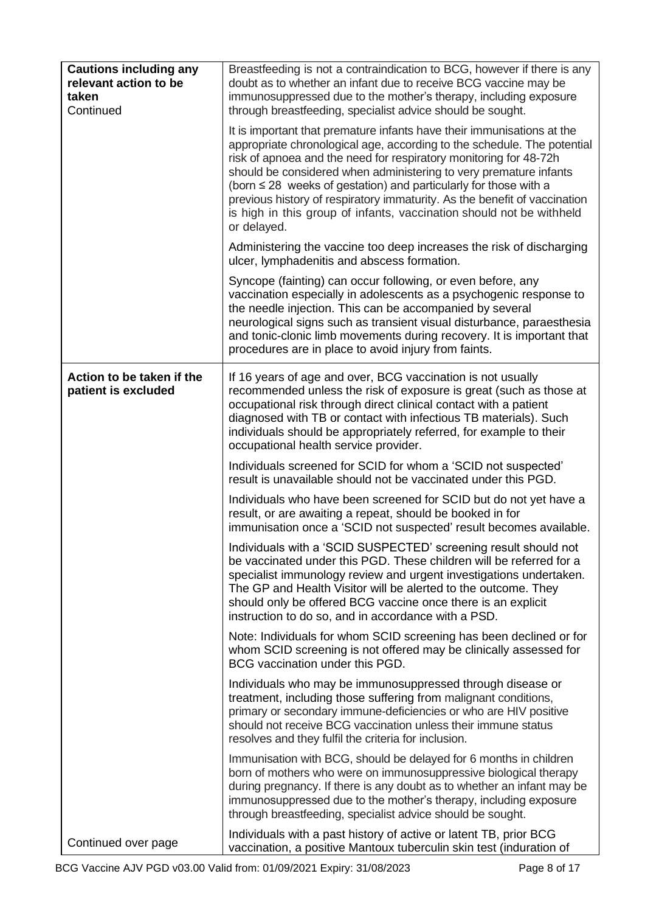| | |
|---|---|
| **Cautions including any relevant action to be taken** Continued | Breastfeeding is not a contraindication to BCG, however if there is any doubt as to whether an infant due to receive BCG vaccine may be immunosuppressed due to the mother's therapy, including exposure through breastfeeding, specialist advice should be sought.<br><br>It is important that premature infants have their immunisations at the appropriate chronological age, according to the schedule. The potential risk of apnoea and the need for respiratory monitoring for 48-72h should be considered when administering to very premature infants (born ≤ 28 weeks of gestation) and particularly for those with a previous history of respiratory immaturity. As the benefit of vaccination is high in this group of infants, vaccination should not be withheld or delayed.<br><br>Administering the vaccine too deep increases the risk of discharging ulcer, lymphadenitis and abscess formation.<br><br>Syncope (fainting) can occur following, or even before, any vaccination especially in adolescents as a psychogenic response to the needle injection. This can be accompanied by several neurological signs such as transient visual disturbance, paraesthesia and tonic-clonic limb movements during recovery. It is important that procedures are in place to avoid injury from faints. |
| **Action to be taken if the patient is excluded**<br><br>Continued over page | If 16 years of age and over, BCG vaccination is not usually recommended unless the risk of exposure is great (such as those at occupational risk through direct clinical contact with a patient diagnosed with TB or contact with infectious TB materials). Such individuals should be appropriately referred, for example to their occupational health service provider.<br><br>Individuals screened for SCID for whom a 'SCID not suspected' result is unavailable should not be vaccinated under this PGD.<br><br>Individuals who have been screened for SCID but do not yet have a result, or are awaiting a repeat, should be booked in for immunisation once a 'SCID not suspected' result becomes available.<br><br>Individuals with a 'SCID SUSPECTED' screening result should not be vaccinated under this PGD. These children will be referred for a specialist immunology review and urgent investigations undertaken. The GP and Health Visitor will be alerted to the outcome. They should only be offered BCG vaccine once there is an explicit instruction to do so, and in accordance with a PSD.<br><br>Note: Individuals for whom SCID screening has been declined or for whom SCID screening is not offered may be clinically assessed for BCG vaccination under this PGD.<br><br>Individuals who may be immunosuppressed through disease or treatment, including those suffering from malignant conditions, primary or secondary immune-deficiencies or who are HIV positive should not receive BCG vaccination unless their immune status resolves and they fulfil the criteria for inclusion.<br><br>Immunisation with BCG, should be delayed for 6 months in children born of mothers who were on immunosuppressive biological therapy during pregnancy. If there is any doubt as to whether an infant may be immunosuppressed due to the mother's therapy, including exposure through breastfeeding, specialist advice should be sought.<br><br>Individuals with a past history of active or latent TB, prior BCG vaccination, a positive Mantoux tuberculin skin test (induration of |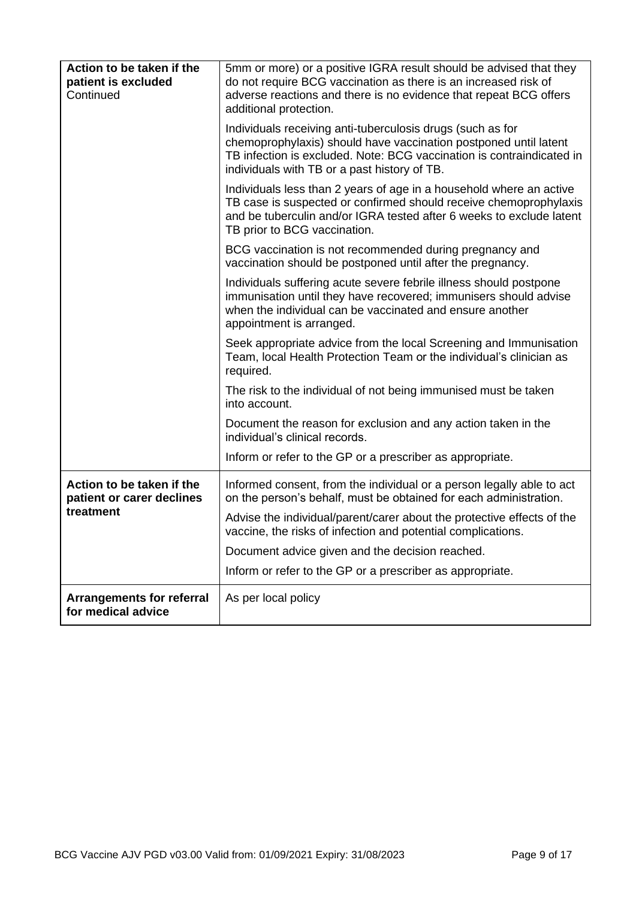| | |
|---|---|
| **Action to be taken if the patient is excluded** Continued | 5mm or more) or a positive IGRA result should be advised that they do not require BCG vaccination as there is an increased risk of adverse reactions and there is no evidence that repeat BCG offers additional protection.<br><br>Individuals receiving anti-tuberculosis drugs (such as for chemoprophylaxis) should have vaccination postponed until latent TB infection is excluded. Note: BCG vaccination is contraindicated in individuals with TB or a past history of TB.<br><br>Individuals less than 2 years of age in a household where an active TB case is suspected or confirmed should receive chemoprophylaxis and be tuberculin and/or IGRA tested after 6 weeks to exclude latent TB prior to BCG vaccination.<br><br>BCG vaccination is not recommended during pregnancy and vaccination should be postponed until after the pregnancy.<br><br>Individuals suffering acute severe febrile illness should postpone immunisation until they have recovered; immunisers should advise when the individual can be vaccinated and ensure another appointment is arranged.<br><br>Seek appropriate advice from the local Screening and Immunisation Team, local Health Protection Team or the individual's clinician as required.<br><br>The risk to the individual of not being immunised must be taken into account.<br><br>Document the reason for exclusion and any action taken in the individual's clinical records.<br><br>Inform or refer to the GP or a prescriber as appropriate. |
| **Action to be taken if the patient or carer declines treatment** | Informed consent, from the individual or a person legally able to act on the person's behalf, must be obtained for each administration.<br><br>Advise the individual/parent/carer about the protective effects of the vaccine, the risks of infection and potential complications.<br><br>Document advice given and the decision reached.<br><br>Inform or refer to the GP or a prescriber as appropriate. |
| **Arrangements for referral for medical advice** | As per local policy |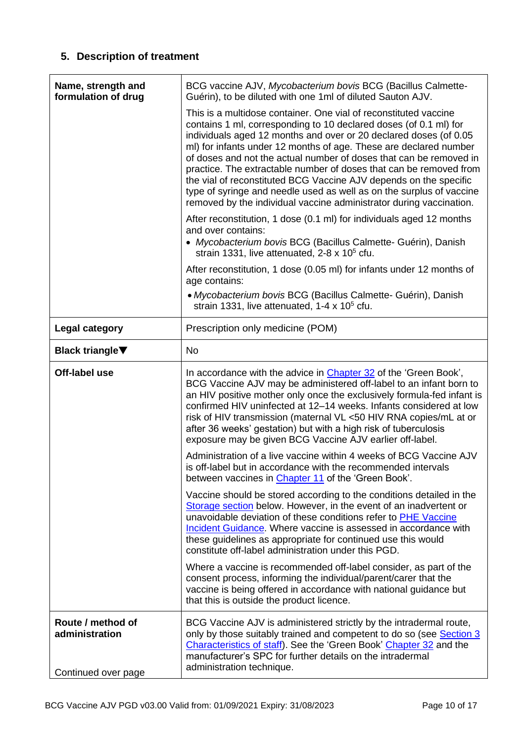## 5. Description of treatment

| | |
|---|---|
| **Name, strength and formulation of drug** | BCG vaccine AJV, *Mycobacterium bovis* BCG (Bacillus Calmette-Guérin), to be diluted with one 1ml of diluted Sauton AJV.<br><br>This is a multidose container. One vial of reconstituted vaccine contains 1 ml, corresponding to 10 declared doses (of 0.1 ml) for individuals aged 12 months and over or 20 declared doses (of 0.05 ml) for infants under 12 months of age. These are declared number of doses and not the actual number of doses that can be removed in practice. The extractable number of doses that can be removed from the vial of reconstituted BCG Vaccine AJV depends on the specific type of syringe and needle used as well as on the surplus of vaccine removed by the individual vaccine administrator during vaccination.<br><br>After reconstitution, 1 dose (0.1 ml) for individuals aged 12 months and over contains:<br>• *Mycobacterium bovis* BCG (Bacillus Calmette- Guérin), Danish strain 1331, live attenuated, 2-8 x $10^5$ cfu.<br><br>After reconstitution, 1 dose (0.05 ml) for infants under 12 months of age contains:<br>• *Mycobacterium bovis* BCG (Bacillus Calmette- Guérin), Danish strain 1331, live attenuated, 1-4 x $10^5$ cfu. |
| **Legal category** | Prescription only medicine (POM) |
| **Black triangle▼** | No |
| **Off-label use** | In accordance with the advice in Chapter 32 of the 'Green Book', BCG Vaccine AJV may be administered off-label to an infant born to an HIV positive mother only once the exclusively formula-fed infant is confirmed HIV uninfected at 12–14 weeks. Infants considered at low risk of HIV transmission (maternal VL <50 HIV RNA copies/mL at or after 36 weeks' gestation) but with a high risk of tuberculosis exposure may be given BCG Vaccine AJV earlier off-label.<br><br>Administration of a live vaccine within 4 weeks of BCG Vaccine AJV is off-label but in accordance with the recommended intervals between vaccines in Chapter 11 of the 'Green Book'.<br><br>Vaccine should be stored according to the conditions detailed in the Storage section below. However, in the event of an inadvertent or unavoidable deviation of these conditions refer to PHE Vaccine Incident Guidance. Where vaccine is assessed in accordance with these guidelines as appropriate for continued use this would constitute off-label administration under this PGD.<br><br>Where a vaccine is recommended off-label consider, as part of the consent process, informing the individual/parent/carer that the vaccine is being offered in accordance with national guidance but that this is outside the product licence. |
| **Route / method of administration**<br><br>Continued over page | BCG Vaccine AJV is administered strictly by the intradermal route, only by those suitably trained and competent to do so (see Section 3 Characteristics of staff). See the 'Green Book' Chapter 32 and the manufacturer's SPC for further details on the intradermal administration technique. |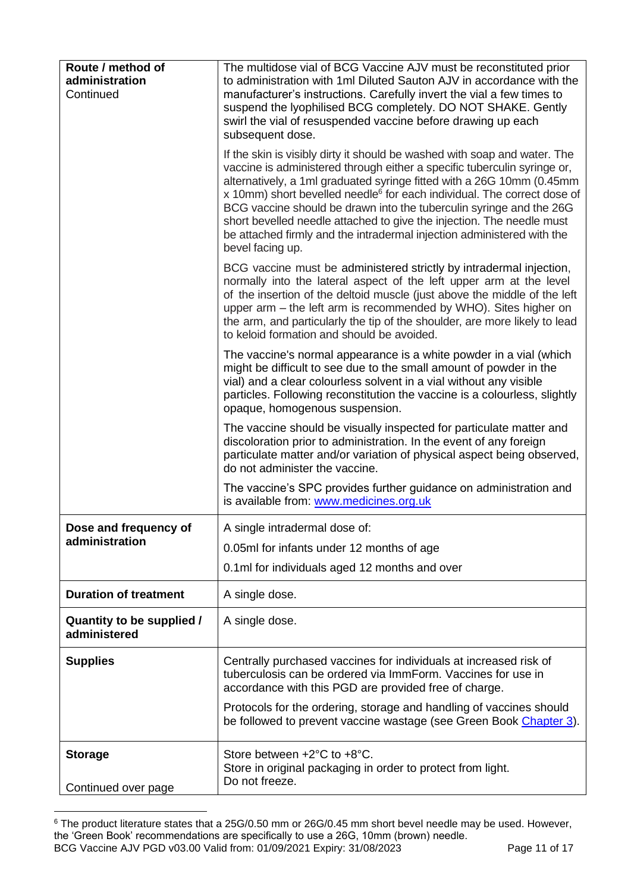| | |
|---|---|
| **Route / method of administration** Continued | The multidose vial of BCG Vaccine AJV must be reconstituted prior to administration with 1ml Diluted Sauton AJV in accordance with the manufacturer's instructions. Carefully invert the vial a few times to suspend the lyophilised BCG completely. DO NOT SHAKE. Gently swirl the vial of resuspended vaccine before drawing up each subsequent dose.<br><br>If the skin is visibly dirty it should be washed with soap and water. The vaccine is administered through either a specific tuberculin syringe or, alternatively, a 1ml graduated syringe fitted with a 26G 10mm (0.45mm x 10mm) short bevelled needle[6] for each individual. The correct dose of BCG vaccine should be drawn into the tuberculin syringe and the 26G short bevelled needle attached to give the injection. The needle must be attached firmly and the intradermal injection administered with the bevel facing up.<br><br>BCG vaccine must be administered strictly by intradermal injection, normally into the lateral aspect of the left upper arm at the level of the insertion of the deltoid muscle (just above the middle of the left upper arm – the left arm is recommended by WHO). Sites higher on the arm, and particularly the tip of the shoulder, are more likely to lead to keloid formation and should be avoided.<br><br>The vaccine's normal appearance is a white powder in a vial (which might be difficult to see due to the small amount of powder in the vial) and a clear colourless solvent in a vial without any visible particles. Following reconstitution the vaccine is a colourless, slightly opaque, homogenous suspension.<br><br>The vaccine should be visually inspected for particulate matter and discoloration prior to administration. In the event of any foreign particulate matter and/or variation of physical aspect being observed, do not administer the vaccine.<br><br>The vaccine's SPC provides further guidance on administration and is available from: [www.medicines.org.uk](http://www.medicines.org.uk) |
| **Dose and frequency of administration** | A single intradermal dose of:<br><br>0.05ml for infants under 12 months of age<br><br>0.1ml for individuals aged 12 months and over |
| **Duration of treatment** | A single dose. |
| **Quantity to be supplied / administered** | A single dose. |
| **Supplies** | Centrally purchased vaccines for individuals at increased risk of tuberculosis can be ordered via ImmForm. Vaccines for use in accordance with this PGD are provided free of charge.<br><br>Protocols for the ordering, storage and handling of vaccines should be followed to prevent vaccine wastage (see Green Book [Chapter 3](#)). |
| **Storage**<br><br>Continued over page | Store between +2°C to +8°C.<br>Store in original packaging in order to protect from light.<br>Do not freeze. |

[6] The product literature states that a 25G/0.50 mm or 26G/0.45 mm short bevel needle may be used. However, the 'Green Book' recommendations are specifically to use a 26G, 10mm (brown) needle.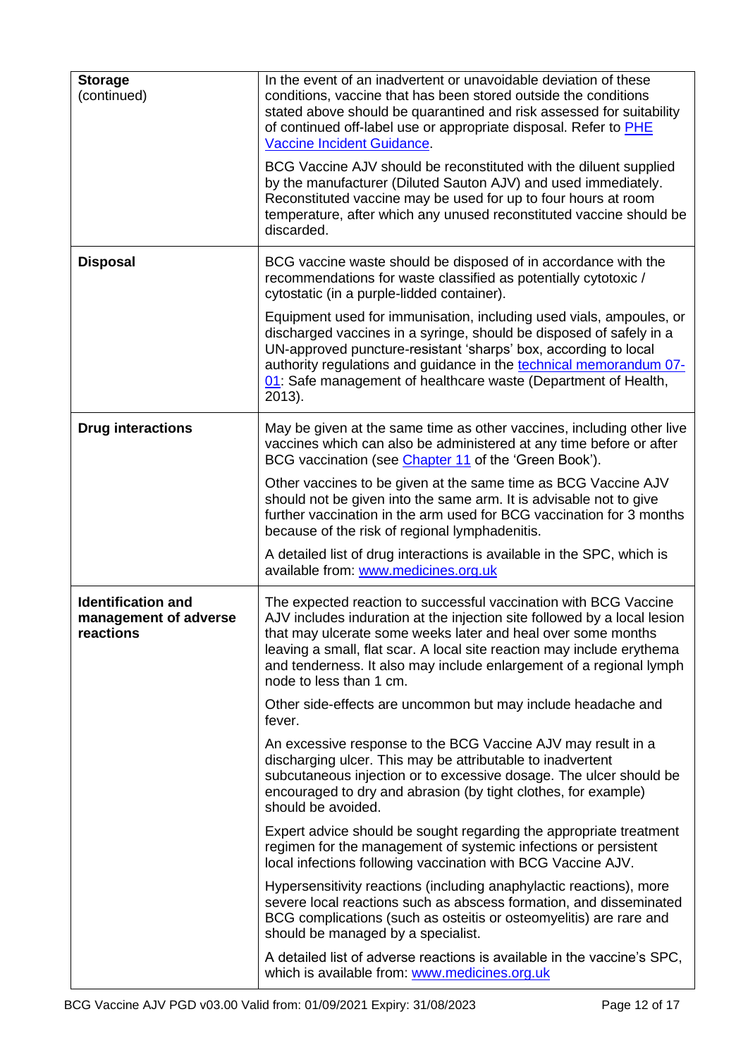| | |
|---|---|
| **Storage** (continued) | In the event of an inadvertent or unavoidable deviation of these conditions, vaccine that has been stored outside the conditions stated above should be quarantined and risk assessed for suitability of continued off-label use or appropriate disposal. Refer to [PHE Vaccine Incident Guidance](). <br><br> BCG Vaccine AJV should be reconstituted with the diluent supplied by the manufacturer (Diluted Sauton AJV) and used immediately. Reconstituted vaccine may be used for up to four hours at room temperature, after which any unused reconstituted vaccine should be discarded. |
| **Disposal** | BCG vaccine waste should be disposed of in accordance with the recommendations for waste classified as potentially cytotoxic / cytostatic (in a purple-lidded container). <br><br> Equipment used for immunisation, including used vials, ampoules, or discharged vaccines in a syringe, should be disposed of safely in a UN-approved puncture-resistant 'sharps' box, according to local authority regulations and guidance in the [technical memorandum 07-01](): Safe management of healthcare waste (Department of Health, 2013). |
| **Drug interactions** | May be given at the same time as other vaccines, including other live vaccines which can also be administered at any time before or after BCG vaccination (see [Chapter 11]() of the 'Green Book'). <br><br> Other vaccines to be given at the same time as BCG Vaccine AJV should not be given into the same arm. It is advisable not to give further vaccination in the arm used for BCG vaccination for 3 months because of the risk of regional lymphadenitis. <br><br> A detailed list of drug interactions is available in the SPC, which is available from: [www.medicines.org.uk]() |
| **Identification and management of adverse reactions** | The expected reaction to successful vaccination with BCG Vaccine AJV includes induration at the injection site followed by a local lesion that may ulcerate some weeks later and heal over some months leaving a small, flat scar. A local site reaction may include erythema and tenderness. It also may include enlargement of a regional lymph node to less than 1 cm. <br><br> Other side-effects are uncommon but may include headache and fever. <br><br> An excessive response to the BCG Vaccine AJV may result in a discharging ulcer. This may be attributable to inadvertent subcutaneous injection or to excessive dosage. The ulcer should be encouraged to dry and abrasion (by tight clothes, for example) should be avoided. <br><br> Expert advice should be sought regarding the appropriate treatment regimen for the management of systemic infections or persistent local infections following vaccination with BCG Vaccine AJV. <br><br> Hypersensitivity reactions (including anaphylactic reactions), more severe local reactions such as abscess formation, and disseminated BCG complications (such as osteitis or osteomyelitis) are rare and should be managed by a specialist. <br><br> A detailed list of adverse reactions is available in the vaccine's SPC, which is available from: [www.medicines.org.uk]() |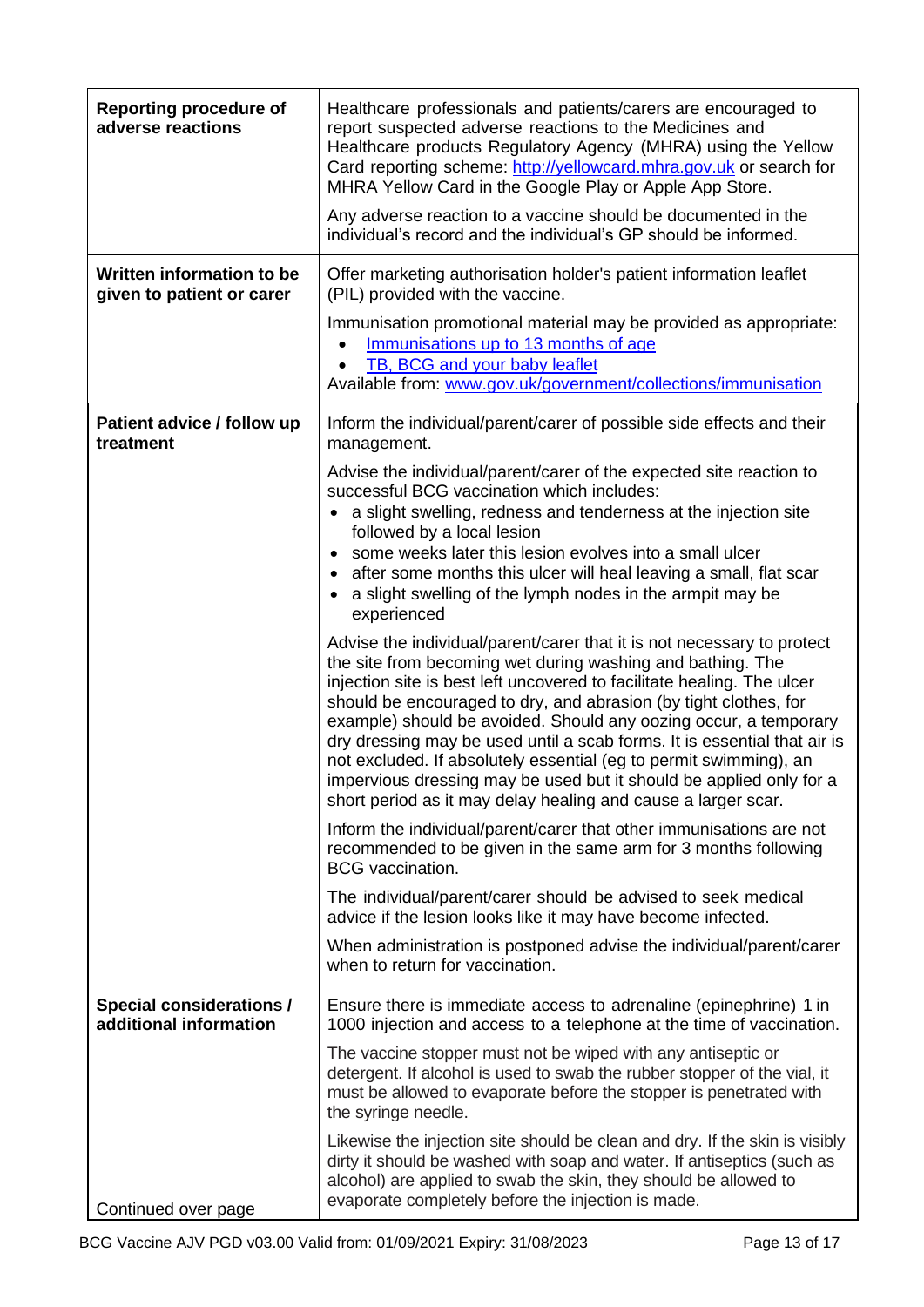| | |
|---|---|
| **Reporting procedure of adverse reactions** | Healthcare professionals and patients/carers are encouraged to report suspected adverse reactions to the Medicines and Healthcare products Regulatory Agency (MHRA) using the Yellow Card reporting scheme: http://yellowcard.mhra.gov.uk or search for MHRA Yellow Card in the Google Play or Apple App Store.<br><br>Any adverse reaction to a vaccine should be documented in the individual's record and the individual's GP should be informed. |
| **Written information to be given to patient or carer** | Offer marketing authorisation holder's patient information leaflet (PIL) provided with the vaccine.<br><br>Immunisation promotional material may be provided as appropriate:<br>• Immunisations up to 13 months of age<br>• TB, BCG and your baby leaflet<br>Available from: www.gov.uk/government/collections/immunisation |
| **Patient advice / follow up treatment** | Inform the individual/parent/carer of possible side effects and their management.<br><br>Advise the individual/parent/carer of the expected site reaction to successful BCG vaccination which includes:<br>• a slight swelling, redness and tenderness at the injection site followed by a local lesion<br>• some weeks later this lesion evolves into a small ulcer<br>• after some months this ulcer will heal leaving a small, flat scar<br>• a slight swelling of the lymph nodes in the armpit may be experienced<br><br>Advise the individual/parent/carer that it is not necessary to protect the site from becoming wet during washing and bathing. The injection site is best left uncovered to facilitate healing. The ulcer should be encouraged to dry, and abrasion (by tight clothes, for example) should be avoided. Should any oozing occur, a temporary dry dressing may be used until a scab forms. It is essential that air is not excluded. If absolutely essential (eg to permit swimming), an impervious dressing may be used but it should be applied only for a short period as it may delay healing and cause a larger scar.<br><br>Inform the individual/parent/carer that other immunisations are not recommended to be given in the same arm for 3 months following BCG vaccination.<br><br>The individual/parent/carer should be advised to seek medical advice if the lesion looks like it may have become infected.<br><br>When administration is postponed advise the individual/parent/carer when to return for vaccination. |
| **Special considerations / additional information**<br><br>Continued over page | Ensure there is immediate access to adrenaline (epinephrine) 1 in 1000 injection and access to a telephone at the time of vaccination.<br><br>The vaccine stopper must not be wiped with any antiseptic or detergent. If alcohol is used to swab the rubber stopper of the vial, it must be allowed to evaporate before the stopper is penetrated with the syringe needle.<br><br>Likewise the injection site should be clean and dry. If the skin is visibly dirty it should be washed with soap and water. If antiseptics (such as alcohol) are applied to swab the skin, they should be allowed to evaporate completely before the injection is made. |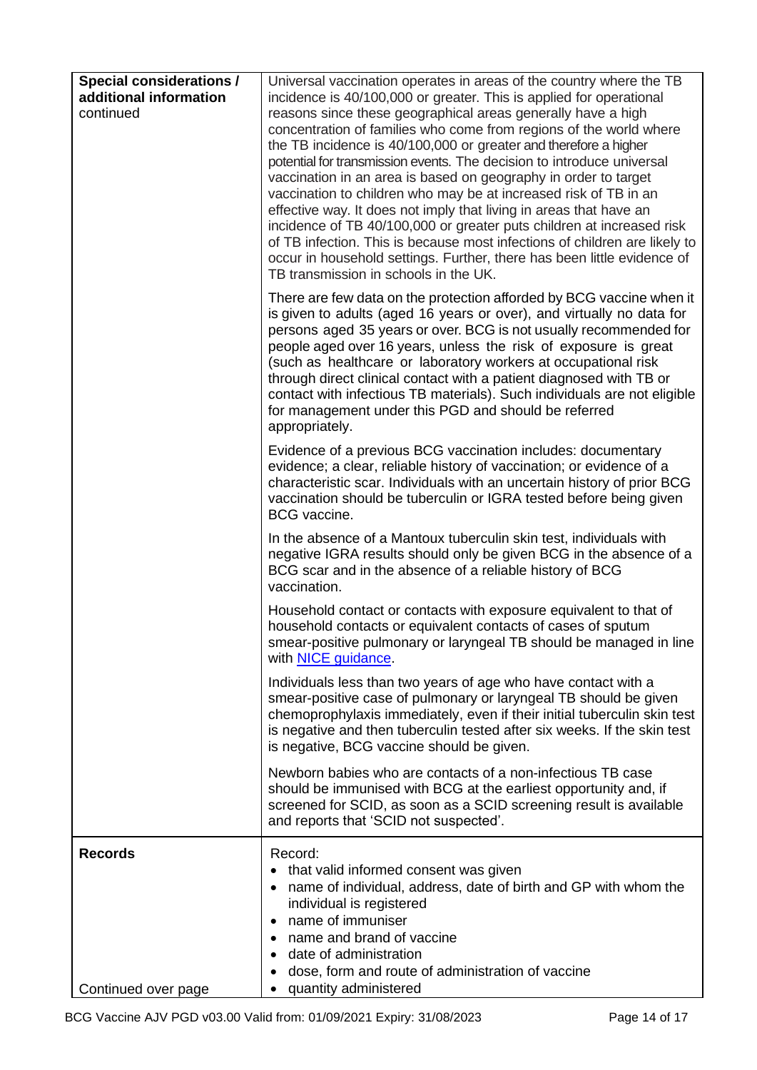| | |
|---|---|
| **Special considerations / additional information** continued | Universal vaccination operates in areas of the country where the TB incidence is 40/100,000 or greater. This is applied for operational reasons since these geographical areas generally have a high concentration of families who come from regions of the world where the TB incidence is 40/100,000 or greater and therefore a higher potential for transmission events. The decision to introduce universal vaccination in an area is based on geography in order to target vaccination to children who may be at increased risk of TB in an effective way. It does not imply that living in areas that have an incidence of TB 40/100,000 or greater puts children at increased risk of TB infection. This is because most infections of children are likely to occur in household settings. Further, there has been little evidence of TB transmission in schools in the UK.<br><br>There are few data on the protection afforded by BCG vaccine when it is given to adults (aged 16 years or over), and virtually no data for persons aged 35 years or over. BCG is not usually recommended for people aged over 16 years, unless the risk of exposure is great (such as healthcare or laboratory workers at occupational risk through direct clinical contact with a patient diagnosed with TB or contact with infectious TB materials). Such individuals are not eligible for management under this PGD and should be referred appropriately.<br><br>Evidence of a previous BCG vaccination includes: documentary evidence; a clear, reliable history of vaccination; or evidence of a characteristic scar. Individuals with an uncertain history of prior BCG vaccination should be tuberculin or IGRA tested before being given BCG vaccine.<br><br>In the absence of a Mantoux tuberculin skin test, individuals with negative IGRA results should only be given BCG in the absence of a BCG scar and in the absence of a reliable history of BCG vaccination.<br><br>Household contact or contacts with exposure equivalent to that of household contacts or equivalent contacts of cases of sputum smear-positive pulmonary or laryngeal TB should be managed in line with [NICE guidance](#).<br><br>Individuals less than two years of age who have contact with a smear-positive case of pulmonary or laryngeal TB should be given chemoprophylaxis immediately, even if their initial tuberculin skin test is negative and then tuberculin tested after six weeks. If the skin test is negative, BCG vaccine should be given.<br><br>Newborn babies who are contacts of a non-infectious TB case should be immunised with BCG at the earliest opportunity and, if screened for SCID, as soon as a SCID screening result is available and reports that 'SCID not suspected'. |
| **Records**<br><br>Continued over page | Record:<br>• that valid informed consent was given<br>• name of individual, address, date of birth and GP with whom the individual is registered<br>• name of immuniser<br>• name and brand of vaccine<br>• date of administration<br>• dose, form and route of administration of vaccine<br>• quantity administered |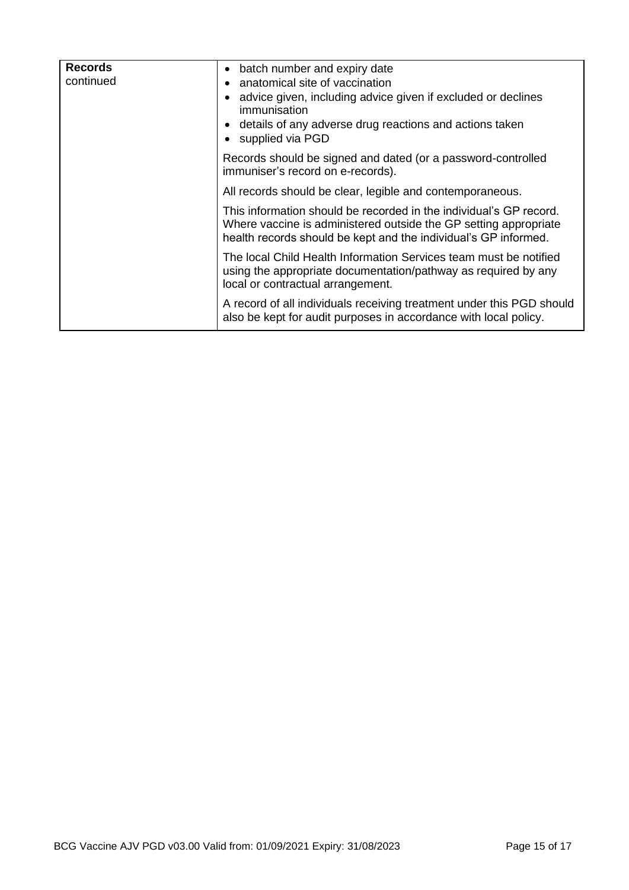| **Records** continued | • batch number and expiry date<br>• anatomical site of vaccination<br>• advice given, including advice given if excluded or declines immunisation<br>• details of any adverse drug reactions and actions taken<br>• supplied via PGD<br><br>Records should be signed and dated (or a password-controlled immuniser's record on e-records).<br><br>All records should be clear, legible and contemporaneous.<br><br>This information should be recorded in the individual's GP record. Where vaccine is administered outside the GP setting appropriate health records should be kept and the individual's GP informed.<br><br>The local Child Health Information Services team must be notified using the appropriate documentation/pathway as required by any local or contractual arrangement.<br><br>A record of all individuals receiving treatment under this PGD should also be kept for audit purposes in accordance with local policy. |
|---|---|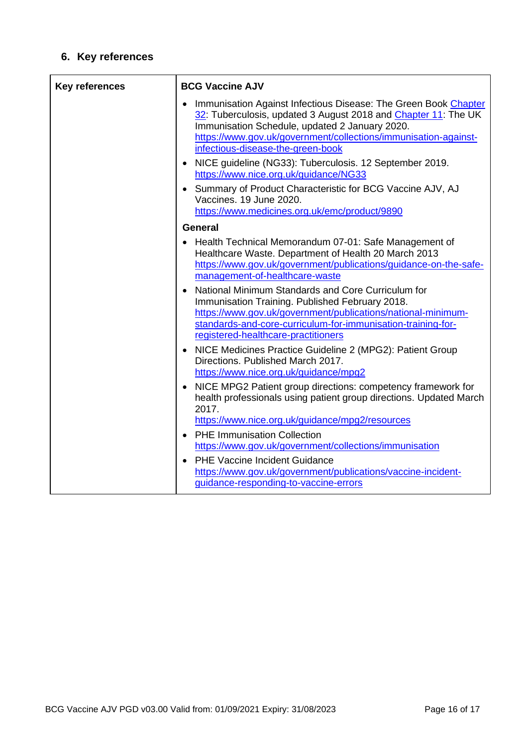## 6. Key references

| Key references | BCG Vaccine AJV |
|---|---|
| | **BCG Vaccine AJV**<br>• Immunisation Against Infectious Disease: The Green Book Chapter 32: Tuberculosis, updated 3 August 2018 and Chapter 11: The UK Immunisation Schedule, updated 2 January 2020. https://www.gov.uk/government/collections/immunisation-against-infectious-disease-the-green-book<br>• NICE guideline (NG33): Tuberculosis. 12 September 2019. https://www.nice.org.uk/guidance/NG33<br>• Summary of Product Characteristic for BCG Vaccine AJV, AJ Vaccines. 19 June 2020. https://www.medicines.org.uk/emc/product/9890<br>**General**<br>• Health Technical Memorandum 07-01: Safe Management of Healthcare Waste. Department of Health 20 March 2013 https://www.gov.uk/government/publications/guidance-on-the-safe-management-of-healthcare-waste<br>• National Minimum Standards and Core Curriculum for Immunisation Training. Published February 2018. https://www.gov.uk/government/publications/national-minimum-standards-and-core-curriculum-for-immunisation-training-for-registered-healthcare-practitioners<br>• NICE Medicines Practice Guideline 2 (MPG2): Patient Group Directions. Published March 2017. https://www.nice.org.uk/guidance/mpg2<br>• NICE MPG2 Patient group directions: competency framework for health professionals using patient group directions. Updated March 2017. https://www.nice.org.uk/guidance/mpg2/resources<br>• PHE Immunisation Collection https://www.gov.uk/government/collections/immunisation<br>• PHE Vaccine Incident Guidance https://www.gov.uk/government/publications/vaccine-incident-guidance-responding-to-vaccine-errors |

BCG Vaccine AJV PGD v03.00 Valid from: 01/09/2021 Expiry: 31/08/2023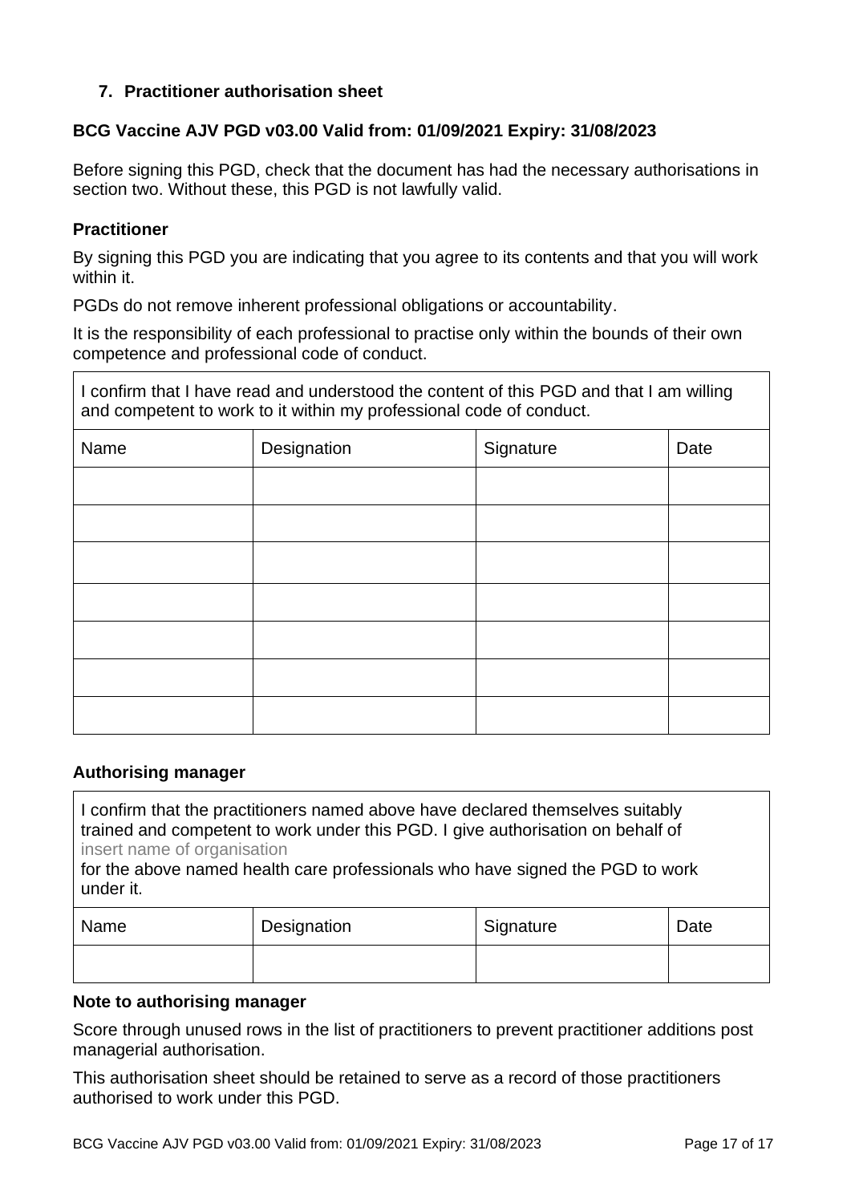## 7. Practitioner authorisation sheet

**BCG Vaccine AJV PGD v03.00 Valid from: 01/09/2021 Expiry: 31/08/2023**

Before signing this PGD, check that the document has had the necessary authorisations in section two. Without these, this PGD is not lawfully valid.

**Practitioner**

By signing this PGD you are indicating that you agree to its contents and that you will work within it.

PGDs do not remove inherent professional obligations or accountability.

It is the responsibility of each professional to practise only within the bounds of their own competence and professional code of conduct.

I confirm that I have read and understood the content of this PGD and that I am willing and competent to work to it within my professional code of conduct.

| Name | Designation | Signature | Date |
|---|---|---|---|
| | | | |
| | | | |
| | | | |
| | | | |
| | | | |
| | | | |
| | | | |

**Authorising manager**

I confirm that the practitioners named above have declared themselves suitably trained and competent to work under this PGD. I give authorisation on behalf of
insert name of organisation
for the above named health care professionals who have signed the PGD to work under it.

| Name | Designation | Signature | Date |
|---|---|---|---|
| | | | |

**Note to authorising manager**

Score through unused rows in the list of practitioners to prevent practitioner additions post managerial authorisation.

This authorisation sheet should be retained to serve as a record of those practitioners authorised to work under this PGD.